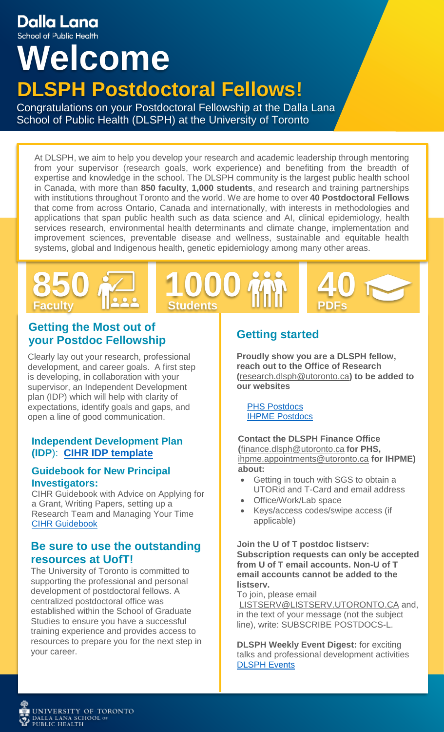Dalla Lana
School of Public Health

# Welcome

## DLSPH Postdoctoral Fellows!

Congratulations on your Postdoctoral Fellowship at the Dalla Lana School of Public Health (DLSPH) at the University of Toronto

At DLSPH, we aim to help you develop your research and academic leadership through mentoring from your supervisor (research goals, work experience) and benefiting from the breadth of expertise and knowledge in the school. The DLSPH community is the largest public health school in Canada, with more than **850 faculty**, **1,000 students**, and research and training partnerships with institutions throughout Toronto and the world. We are home to over **40 Postdoctoral Fellows** that come from across Ontario, Canada and internationally, with interests in methodologies and applications that span public health such as data science and AI, clinical epidemiology, health services research, environmental health determinants and climate change, implementation and improvement sciences, preventable disease and wellness, sustainable and equitable health systems, global and Indigenous health, genetic epidemiology among many other areas.

**850** Faculty

**1000** Students

**40** PDFs

## Getting the Most out of your Postdoc Fellowship

Clearly lay out your research, professional development, and career goals. A first step is developing, in collaboration with your supervisor, an Independent Development plan (IDP) which will help with clarity of expectations, identify goals and gaps, and open a line of good communication.

### Independent Development Plan (IDP): [CIHR IDP template]

### Guidebook for New Principal Investigators:

CIHR Guidebook with Advice on Applying for a Grant, Writing Papers, setting up a Research Team and Managing Your Time
[CIHR Guidebook]

## Be sure to use the outstanding resources at UofT!

The University of Toronto is committed to supporting the professional and personal development of postdoctoral fellows. A centralized postdoctoral office was established within the School of Graduate Studies to ensure you have a successful training experience and provides access to resources to prepare you for the next step in your career.

## Getting started

**Proudly show you are a DLSPH fellow, reach out to the Office of Research (**research.dlsph@utoronto.ca**) to be added to our websites**

[PHS Postdocs]
[IHPME Postdocs]

**Contact the DLSPH Finance Office (**finance.dlsph@utoronto.ca **for PHS,** ihpme.appointments@utoronto.ca **for IHPME) about:**

- Getting in touch with SGS to obtain a UTORid and T-Card and email address
- Office/Work/Lab space
- Keys/access codes/swipe access (if applicable)

**Join the U of T postdoc listserv: Subscription requests can only be accepted from U of T email accounts. Non-U of T email accounts cannot be added to the listserv.**

To join, please email LISTSERV@LISTSERV.UTORONTO.CA and, in the text of your message (not the subject line), write: SUBSCRIBE POSTDOCS-L.

**DLSPH Weekly Event Digest:** for exciting talks and professional development activities
[DLSPH Events]

UNIVERSITY OF TORONTO
DALLA LANA SCHOOL OF PUBLIC HEALTH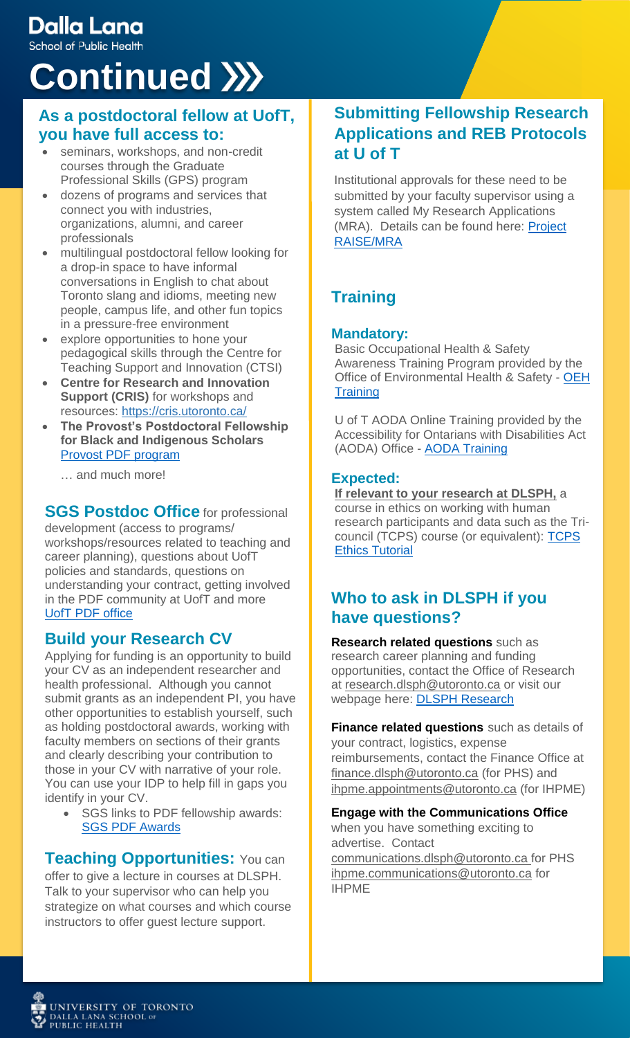Dalla Lana School of Public Health

# Continued ⟫

## As a postdoctoral fellow at UofT, you have full access to:

- seminars, workshops, and non-credit courses through the Graduate Professional Skills (GPS) program
- dozens of programs and services that connect you with industries, organizations, alumni, and career professionals
- multilingual postdoctoral fellow looking for a drop-in space to have informal conversations in English to chat about Toronto slang and idioms, meeting new people, campus life, and other fun topics in a pressure-free environment
- explore opportunities to hone your pedagogical skills through the Centre for Teaching Support and Innovation (CTSI)
- **Centre for Research and Innovation Support (CRIS)** for workshops and resources: https://cris.utoronto.ca/
- **The Provost's Postdoctoral Fellowship for Black and Indigenous Scholars** Provost PDF program

  … and much more!

## SGS Postdoc Office

**SGS Postdoc Office** for professional development (access to programs/ workshops/resources related to teaching and career planning), questions about UofT policies and standards, questions on understanding your contract, getting involved in the PDF community at UofT and more UofT PDF office

## Build your Research CV

Applying for funding is an opportunity to build your CV as an independent researcher and health professional. Although you cannot submit grants as an independent PI, you have other opportunities to establish yourself, such as holding postdoctoral awards, working with faculty members on sections of their grants and clearly describing your contribution to those in your CV with narrative of your role. You can use your IDP to help fill in gaps you identify in your CV.

- SGS links to PDF fellowship awards: SGS PDF Awards

## Teaching Opportunities

**Teaching Opportunities:** You can offer to give a lecture in courses at DLSPH. Talk to your supervisor who can help you strategize on what courses and which course instructors to offer guest lecture support.

## Submitting Fellowship Research Applications and REB Protocols at U of T

Institutional approvals for these need to be submitted by your faculty supervisor using a system called My Research Applications (MRA). Details can be found here: Project RAISE/MRA

## Training

### Mandatory:

Basic Occupational Health & Safety Awareness Training Program provided by the Office of Environmental Health & Safety - OEH Training

U of T AODA Online Training provided by the Accessibility for Ontarians with Disabilities Act (AODA) Office - AODA Training

### Expected:

**If relevant to your research at DLSPH,** a course in ethics on working with human research participants and data such as the Tri-council (TCPS) course (or equivalent): TCPS Ethics Tutorial

## Who to ask in DLSPH if you have questions?

**Research related questions** such as research career planning and funding opportunities, contact the Office of Research at research.dlsph@utoronto.ca or visit our webpage here: DLSPH Research

**Finance related questions** such as details of your contract, logistics, expense reimbursements, contact the Finance Office at finance.dlsph@utoronto.ca (for PHS) and ihpme.appointments@utoronto.ca (for IHPME)

**Engage with the Communications Office** when you have something exciting to advertise. Contact communications.dlsph@utoronto.ca for PHS ihpme.communications@utoronto.ca for IHPME

University of Toronto Dalla Lana School of Public Health